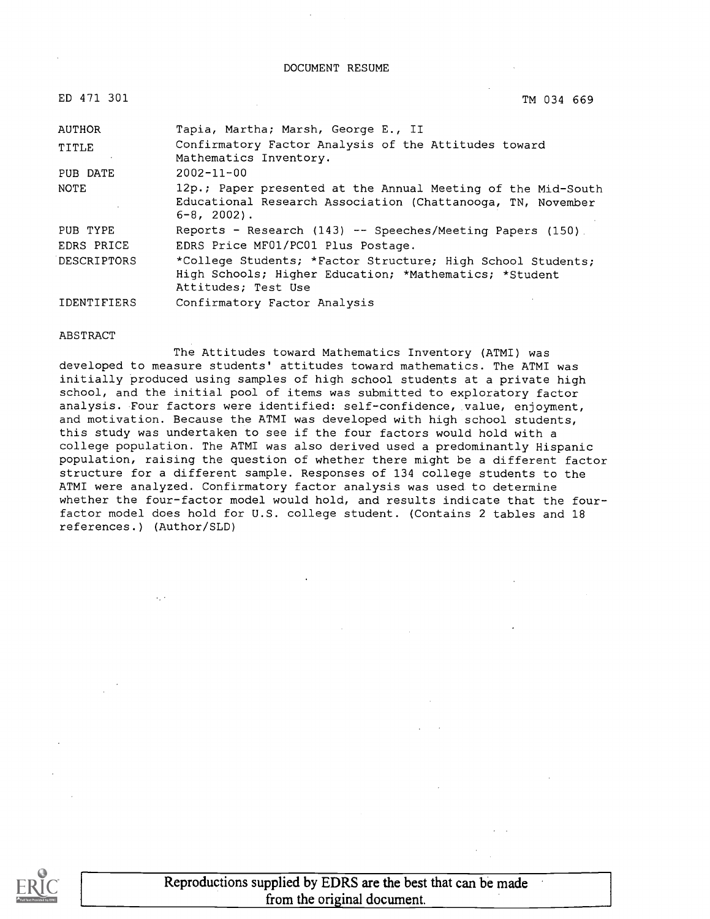DOCUMENT RESUME

| | |
|---|---|
| ED 471 301 | TM 034 669 |
| AUTHOR | Tapia, Martha; Marsh, George E., II |
| TITLE | Confirmatory Factor Analysis of the Attitudes toward Mathematics Inventory. |
| PUB DATE | 2002-11-00 |
| NOTE | 12p.; Paper presented at the Annual Meeting of the Mid-South Educational Research Association (Chattanooga, TN, November 6-8, 2002). |
| PUB TYPE | Reports - Research (143) -- Speeches/Meeting Papers (150) |
| EDRS PRICE | EDRS Price MF01/PC01 Plus Postage. |
| DESCRIPTORS | *College Students; *Factor Structure; High School Students; High Schools; Higher Education; *Mathematics; *Student Attitudes; Test Use |
| IDENTIFIERS | Confirmatory Factor Analysis |

ABSTRACT

The Attitudes toward Mathematics Inventory (ATMI) was developed to measure students' attitudes toward mathematics. The ATMI was initially produced using samples of high school students at a private high school, and the initial pool of items was submitted to exploratory factor analysis. Four factors were identified: self-confidence, value, enjoyment, and motivation. Because the ATMI was developed with high school students, this study was undertaken to see if the four factors would hold with a college population. The ATMI was also derived used a predominantly Hispanic population, raising the question of whether there might be a different factor structure for a different sample. Responses of 134 college students to the ATMI were analyzed. Confirmatory factor analysis was used to determine whether the four-factor model would hold, and results indicate that the four-factor model does hold for U.S. college student. (Contains 2 tables and 18 references.) (Author/SLD)

Reproductions supplied by EDRS are the best that can be made from the original document.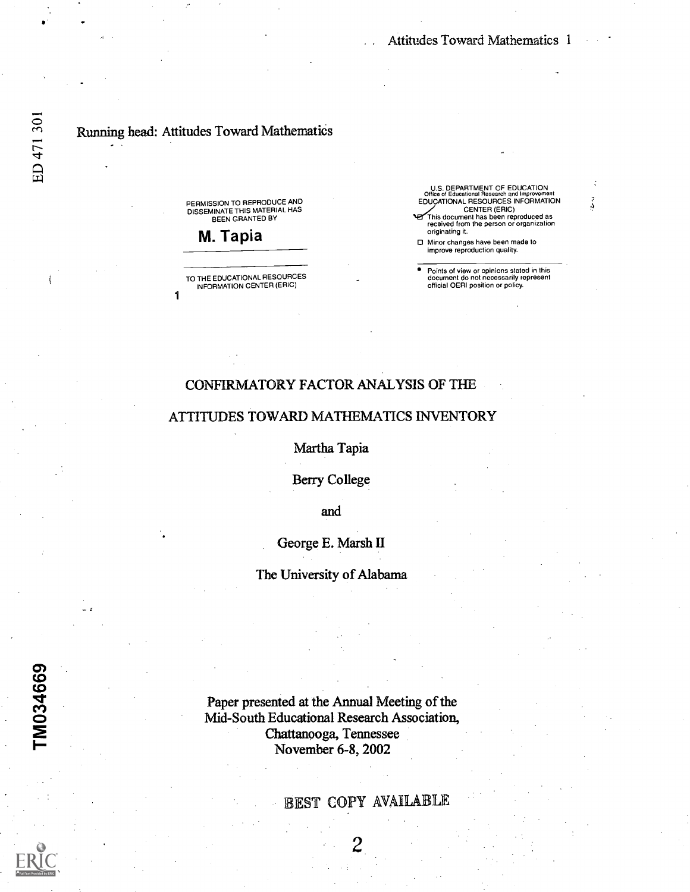Running head: Attitudes Toward Mathematics

PERMISSION TO REPRODUCE AND DISSEMINATE THIS MATERIAL HAS BEEN GRANTED BY

**M. Tapia**

TO THE EDUCATIONAL RESOURCES INFORMATION CENTER (ERIC)

U.S. DEPARTMENT OF EDUCATION
Office of Educational Research and Improvement
EDUCATIONAL RESOURCES INFORMATION CENTER (ERIC)

- This document has been reproduced as received from the person or organization originating it.
- Minor changes have been made to improve reproduction quality.
- Points of view or opinions stated in this document do not necessarily represent official OERI position or policy.

# CONFIRMATORY FACTOR ANALYSIS OF THE ATTITUDES TOWARD MATHEMATICS INVENTORY

Martha Tapia

Berry College

and

George E. Marsh II

The University of Alabama

Paper presented at the Annual Meeting of the Mid-South Educational Research Association, Chattanooga, Tennessee November 6-8, 2002

BEST COPY AVAILABLE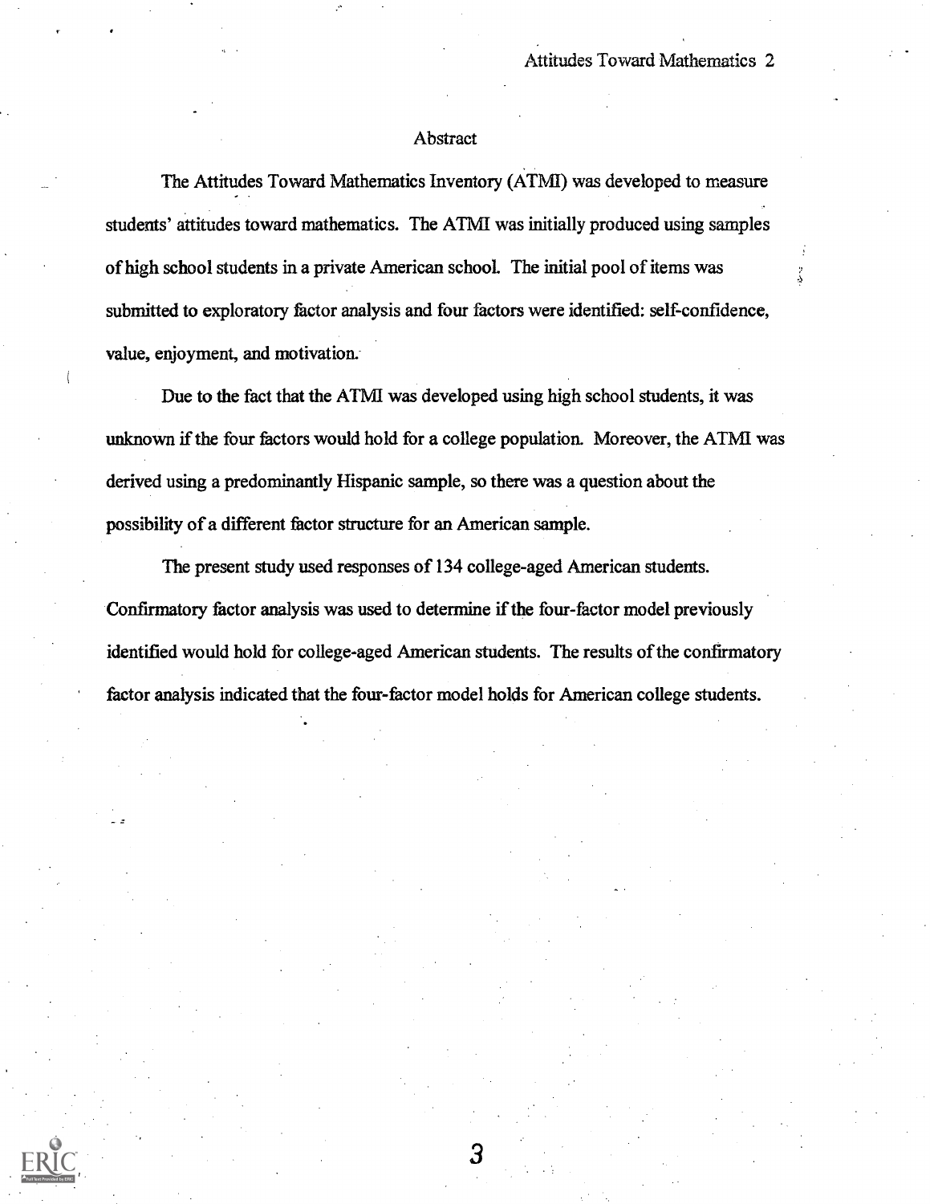## Abstract

The Attitudes Toward Mathematics Inventory (ATMI) was developed to measure students' attitudes toward mathematics. The ATMI was initially produced using samples of high school students in a private American school. The initial pool of items was submitted to exploratory factor analysis and four factors were identified: self-confidence, value, enjoyment, and motivation.

Due to the fact that the ATMI was developed using high school students, it was unknown if the four factors would hold for a college population. Moreover, the ATMI was derived using a predominantly Hispanic sample, so there was a question about the possibility of a different factor structure for an American sample.

The present study used responses of 134 college-aged American students. Confirmatory factor analysis was used to determine if the four-factor model previously identified would hold for college-aged American students. The results of the confirmatory factor analysis indicated that the four-factor model holds for American college students.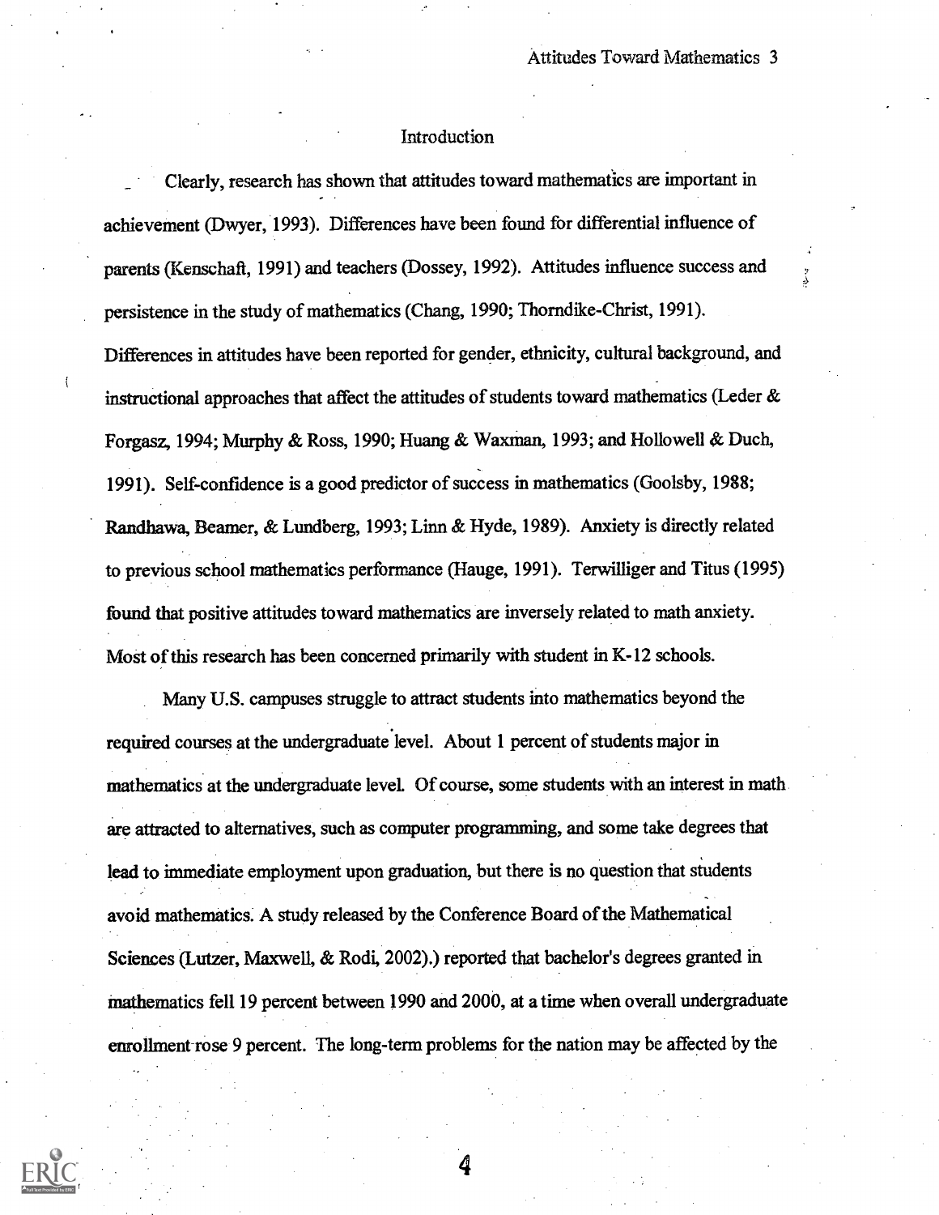## Introduction

Clearly, research has shown that attitudes toward mathematics are important in achievement (Dwyer, 1993). Differences have been found for differential influence of parents (Kenschaft, 1991) and teachers (Dossey, 1992). Attitudes influence success and persistence in the study of mathematics (Chang, 1990; Thorndike-Christ, 1991). Differences in attitudes have been reported for gender, ethnicity, cultural background, and instructional approaches that affect the attitudes of students toward mathematics (Leder & Forgasz, 1994; Murphy & Ross, 1990; Huang & Waxman, 1993; and Hollowell & Duch, 1991). Self-confidence is a good predictor of success in mathematics (Goolsby, 1988; Randhawa, Beamer, & Lundberg, 1993; Linn & Hyde, 1989). Anxiety is directly related to previous school mathematics performance (Hauge, 1991). Terwilliger and Titus (1995) found that positive attitudes toward mathematics are inversely related to math anxiety. Most of this research has been concerned primarily with student in K-12 schools.

Many U.S. campuses struggle to attract students into mathematics beyond the required courses at the undergraduate level. About 1 percent of students major in mathematics at the undergraduate level. Of course, some students with an interest in math are attracted to alternatives, such as computer programming, and some take degrees that lead to immediate employment upon graduation, but there is no question that students avoid mathematics. A study released by the Conference Board of the Mathematical Sciences (Lutzer, Maxwell, & Rodi, 2002).) reported that bachelor's degrees granted in mathematics fell 19 percent between 1990 and 2000, at a time when overall undergraduate enrollment rose 9 percent. The long-term problems for the nation may be affected by the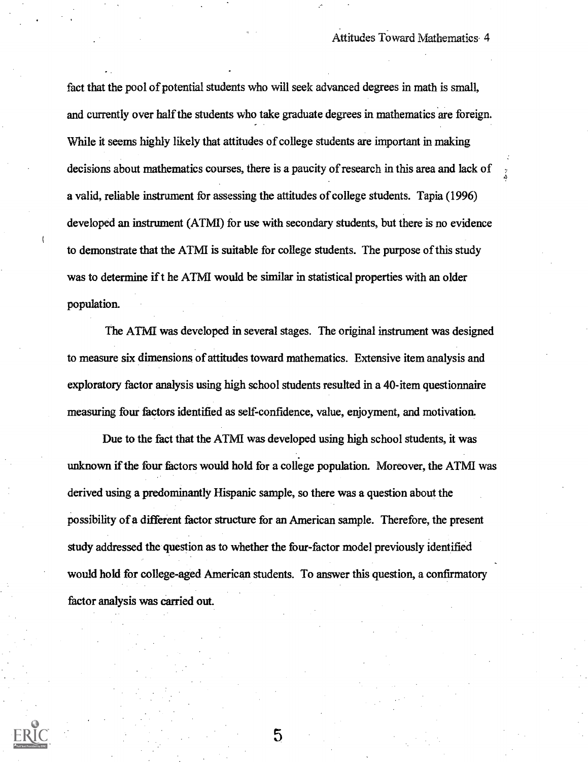fact that the pool of potential students who will seek advanced degrees in math is small, and currently over half the students who take graduate degrees in mathematics are foreign. While it seems highly likely that attitudes of college students are important in making decisions about mathematics courses, there is a paucity of research in this area and lack of a valid, reliable instrument for assessing the attitudes of college students. Tapia (1996) developed an instrument (ATMI) for use with secondary students, but there is no evidence to demonstrate that the ATMI is suitable for college students. The purpose of this study was to determine if t he ATMI would be similar in statistical properties with an older population.

The ATMI was developed in several stages. The original instrument was designed to measure six dimensions of attitudes toward mathematics. Extensive item analysis and exploratory factor analysis using high school students resulted in a 40-item questionnaire measuring four factors identified as self-confidence, value, enjoyment, and motivation.

Due to the fact that the ATMI was developed using high school students, it was unknown if the four factors would hold for a college population. Moreover, the ATMI was derived using a predominantly Hispanic sample, so there was a question about the possibility of a different factor structure for an American sample. Therefore, the present study addressed the question as to whether the four-factor model previously identified would hold for college-aged American students. To answer this question, a confirmatory factor analysis was carried out.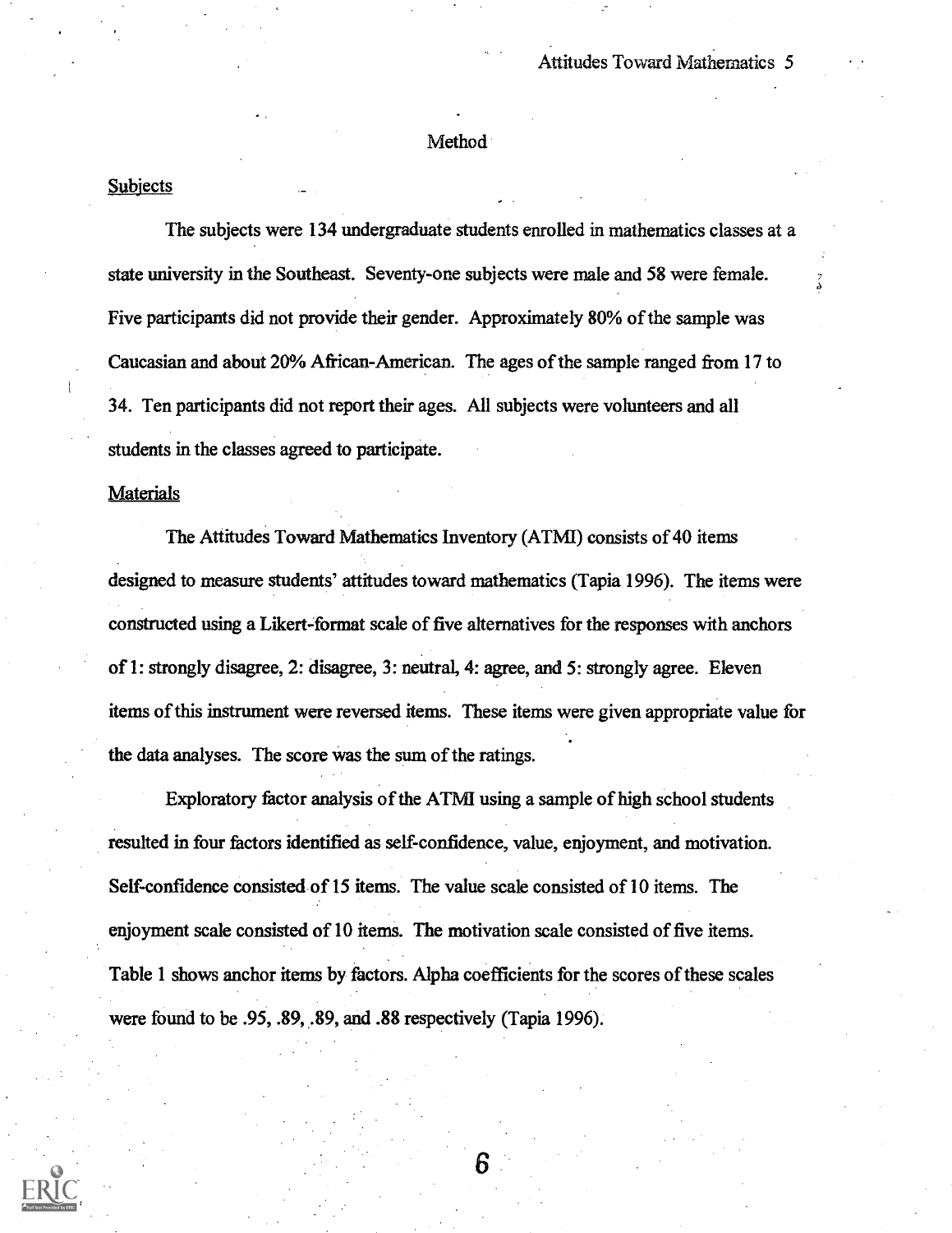## Method

### Subjects

The subjects were 134 undergraduate students enrolled in mathematics classes at a state university in the Southeast. Seventy-one subjects were male and 58 were female. Five participants did not provide their gender. Approximately 80% of the sample was Caucasian and about 20% African-American. The ages of the sample ranged from 17 to 34. Ten participants did not report their ages. All subjects were volunteers and all students in the classes agreed to participate.

### Materials

The Attitudes Toward Mathematics Inventory (ATMI) consists of 40 items designed to measure students' attitudes toward mathematics (Tapia 1996). The items were constructed using a Likert-format scale of five alternatives for the responses with anchors of 1: strongly disagree, 2: disagree, 3: neutral, 4: agree, and 5: strongly agree. Eleven items of this instrument were reversed items. These items were given appropriate value for the data analyses. The score was the sum of the ratings.

Exploratory factor analysis of the ATMI using a sample of high school students resulted in four factors identified as self-confidence, value, enjoyment, and motivation. Self-confidence consisted of 15 items. The value scale consisted of 10 items. The enjoyment scale consisted of 10 items. The motivation scale consisted of five items. Table 1 shows anchor items by factors. Alpha coefficients for the scores of these scales were found to be .95, .89, .89, and .88 respectively (Tapia 1996).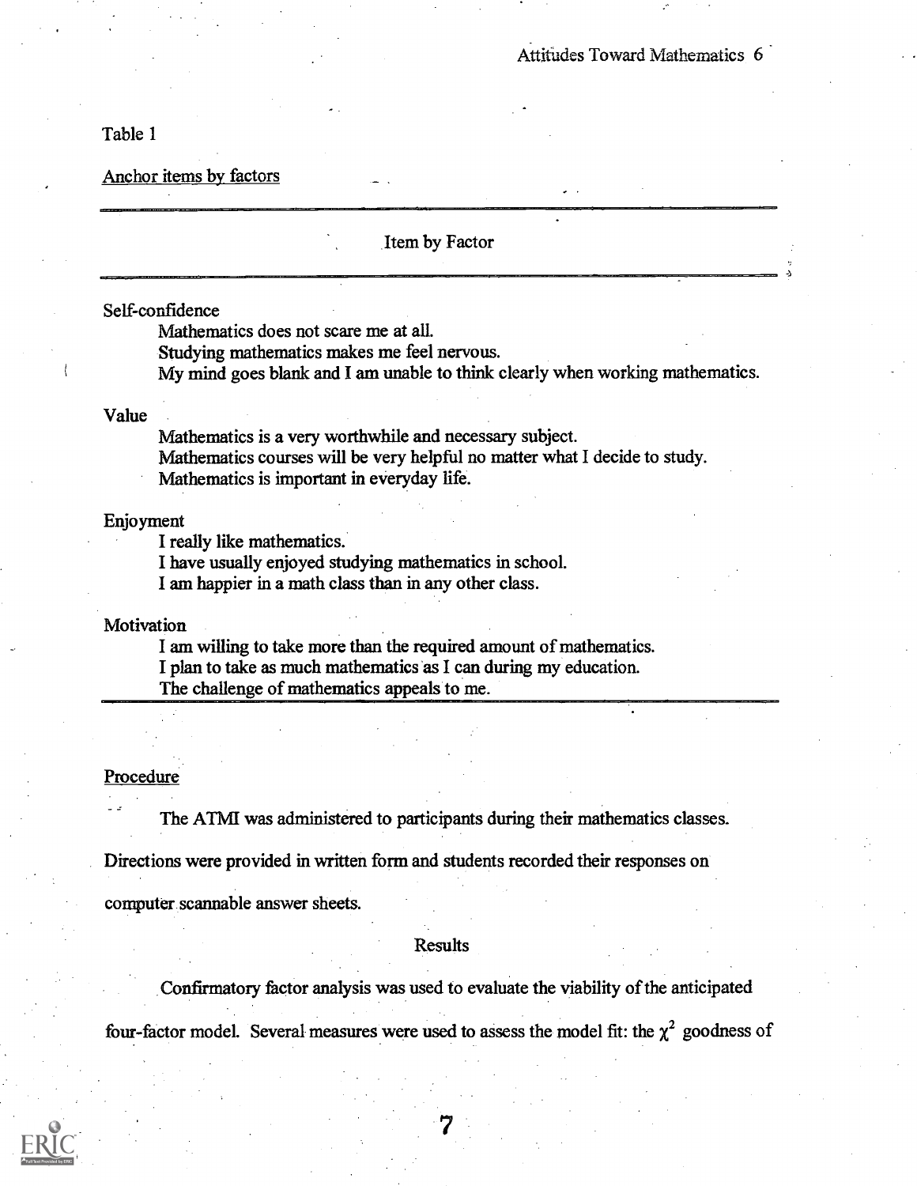Table 1

Anchor items by factors

| Item by Factor |
| --- |
| Self-confidence |
| Mathematics does not scare me at all. |
| Studying mathematics makes me feel nervous. |
| My mind goes blank and I am unable to think clearly when working mathematics. |
| Value |
| Mathematics is a very worthwhile and necessary subject. |
| Mathematics courses will be very helpful no matter what I decide to study. |
| Mathematics is important in everyday life. |
| Enjoyment |
| I really like mathematics. |
| I have usually enjoyed studying mathematics in school. |
| I am happier in a math class than in any other class. |
| Motivation |
| I am willing to take more than the required amount of mathematics. |
| I plan to take as much mathematics as I can during my education. |
| The challenge of mathematics appeals to me. |

Procedure

The ATMI was administered to participants during their mathematics classes. Directions were provided in written form and students recorded their responses on computer scannable answer sheets.

## Results

Confirmatory factor analysis was used to evaluate the viability of the anticipated four-factor model. Several measures were used to assess the model fit: the $\chi^2$ goodness of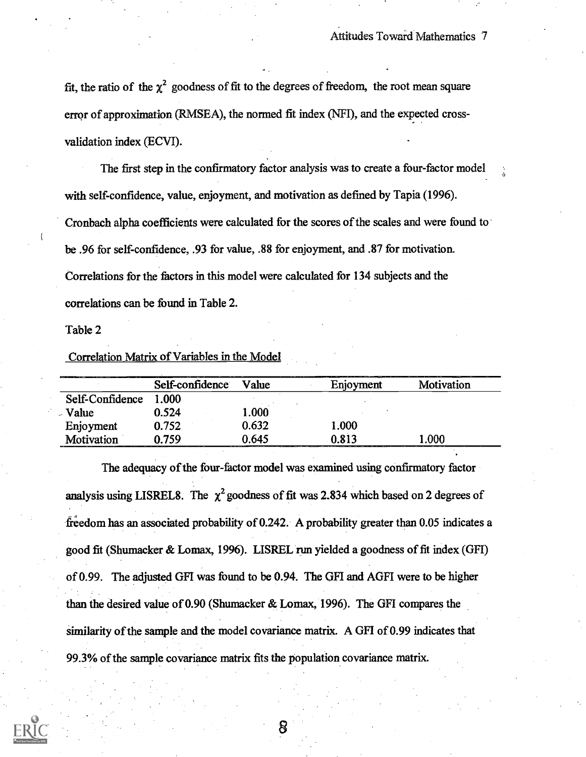fit, the ratio of the $\chi^2$ goodness of fit to the degrees of freedom, the root mean square error of approximation (RMSEA), the normed fit index (NFI), and the expected cross-validation index (ECVI).

The first step in the confirmatory factor analysis was to create a four-factor model with self-confidence, value, enjoyment, and motivation as defined by Tapia (1996). Cronbach alpha coefficients were calculated for the scores of the scales and were found to be .96 for self-confidence, .93 for value, .88 for enjoyment, and .87 for motivation. Correlations for the factors in this model were calculated for 134 subjects and the correlations can be found in Table 2.

Table 2

Correlation Matrix of Variables in the Model

| | Self-confidence | Value | Enjoyment | Motivation |
|---|---|---|---|---|
| Self-Confidence | 1.000 | | | |
| Value | 0.524 | 1.000 | | |
| Enjoyment | 0.752 | 0.632 | 1.000 | |
| Motivation | 0.759 | 0.645 | 0.813 | 1.000 |

The adequacy of the four-factor model was examined using confirmatory factor analysis using LISREL8. The $\chi^2$ goodness of fit was 2.834 which based on 2 degrees of freedom has an associated probability of 0.242. A probability greater than 0.05 indicates a good fit (Shumacker & Lomax, 1996). LISREL run yielded a goodness of fit index (GFI) of 0.99. The adjusted GFI was found to be 0.94. The GFI and AGFI were to be higher than the desired value of 0.90 (Shumacker & Lomax, 1996). The GFI compares the similarity of the sample and the model covariance matrix. A GFI of 0.99 indicates that 99.3% of the sample covariance matrix fits the population covariance matrix.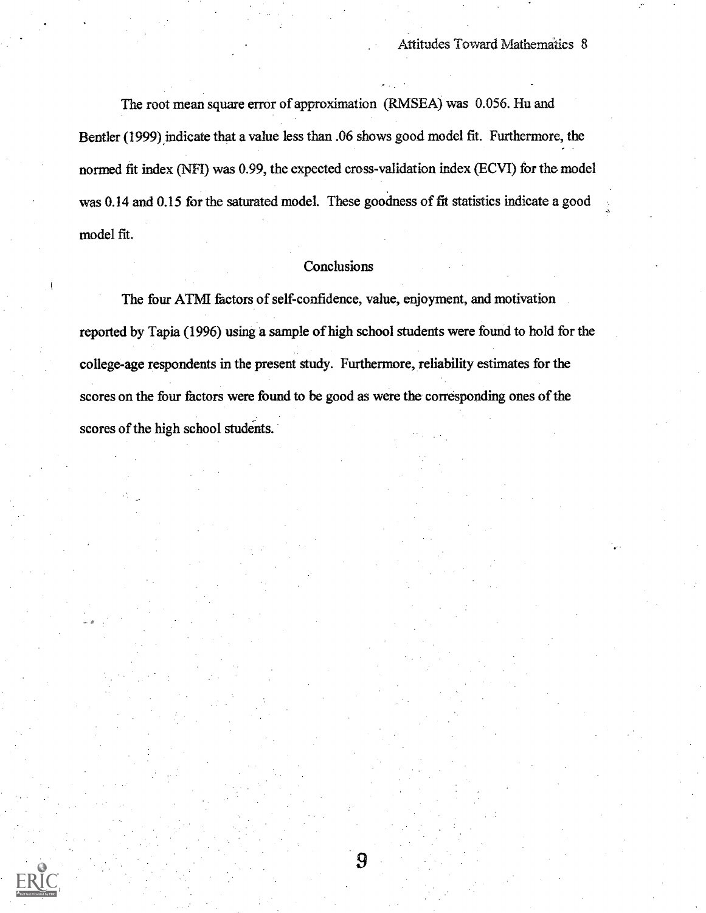The root mean square error of approximation (RMSEA) was 0.056. Hu and Bentler (1999) indicate that a value less than .06 shows good model fit. Furthermore, the normed fit index (NFI) was 0.99, the expected cross-validation index (ECVI) for the model was 0.14 and 0.15 for the saturated model. These goodness of fit statistics indicate a good model fit.

## Conclusions

The four ATMI factors of self-confidence, value, enjoyment, and motivation reported by Tapia (1996) using a sample of high school students were found to hold for the college-age respondents in the present study. Furthermore, reliability estimates for the scores on the four factors were found to be good as were the corresponding ones of the scores of the high school students.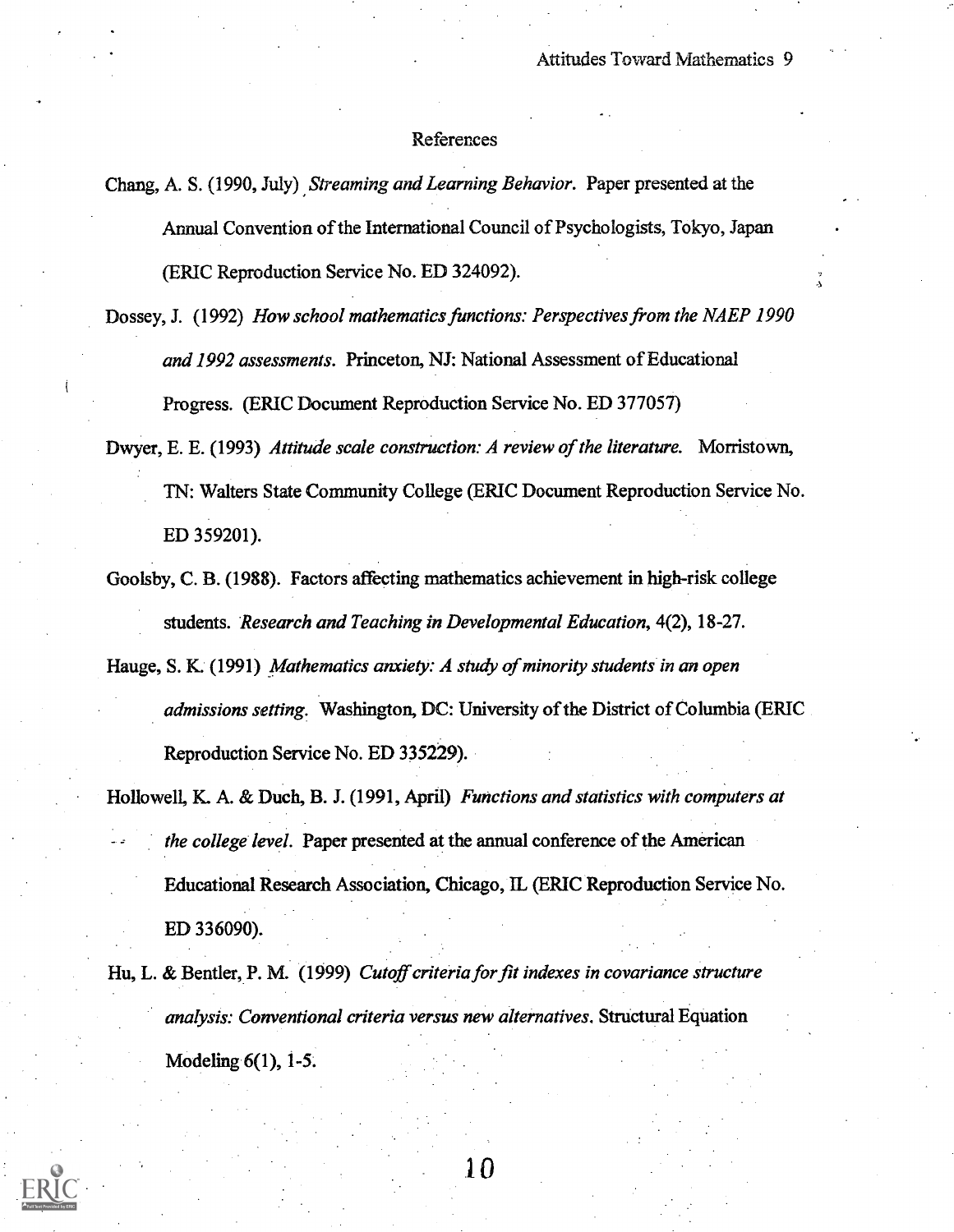## References

Chang, A. S. (1990, July) *Streaming and Learning Behavior*. Paper presented at the Annual Convention of the International Council of Psychologists, Tokyo, Japan (ERIC Reproduction Service No. ED 324092).

Dossey, J. (1992) *How school mathematics functions: Perspectives from the NAEP 1990 and 1992 assessments*. Princeton, NJ: National Assessment of Educational Progress. (ERIC Document Reproduction Service No. ED 377057)

Dwyer, E. E. (1993) *Attitude scale construction: A review of the literature.* Morristown, TN: Walters State Community College (ERIC Document Reproduction Service No. ED 359201).

Goolsby, C. B. (1988). Factors affecting mathematics achievement in high-risk college students. *Research and Teaching in Developmental Education*, 4(2), 18-27.

Hauge, S. K. (1991) *Mathematics anxiety: A study of minority students in an open admissions setting*. Washington, DC: University of the District of Columbia (ERIC Reproduction Service No. ED 335229).

Hollowell, K. A. & Duch, B. J. (1991, April) *Functions and statistics with computers at the college level*. Paper presented at the annual conference of the American Educational Research Association, Chicago, IL (ERIC Reproduction Service No. ED 336090).

Hu, L. & Bentler, P. M. (1999) *Cutoff criteria for fit indexes in covariance structure analysis: Conventional criteria versus new alternatives*. Structural Equation Modeling 6(1), 1-5.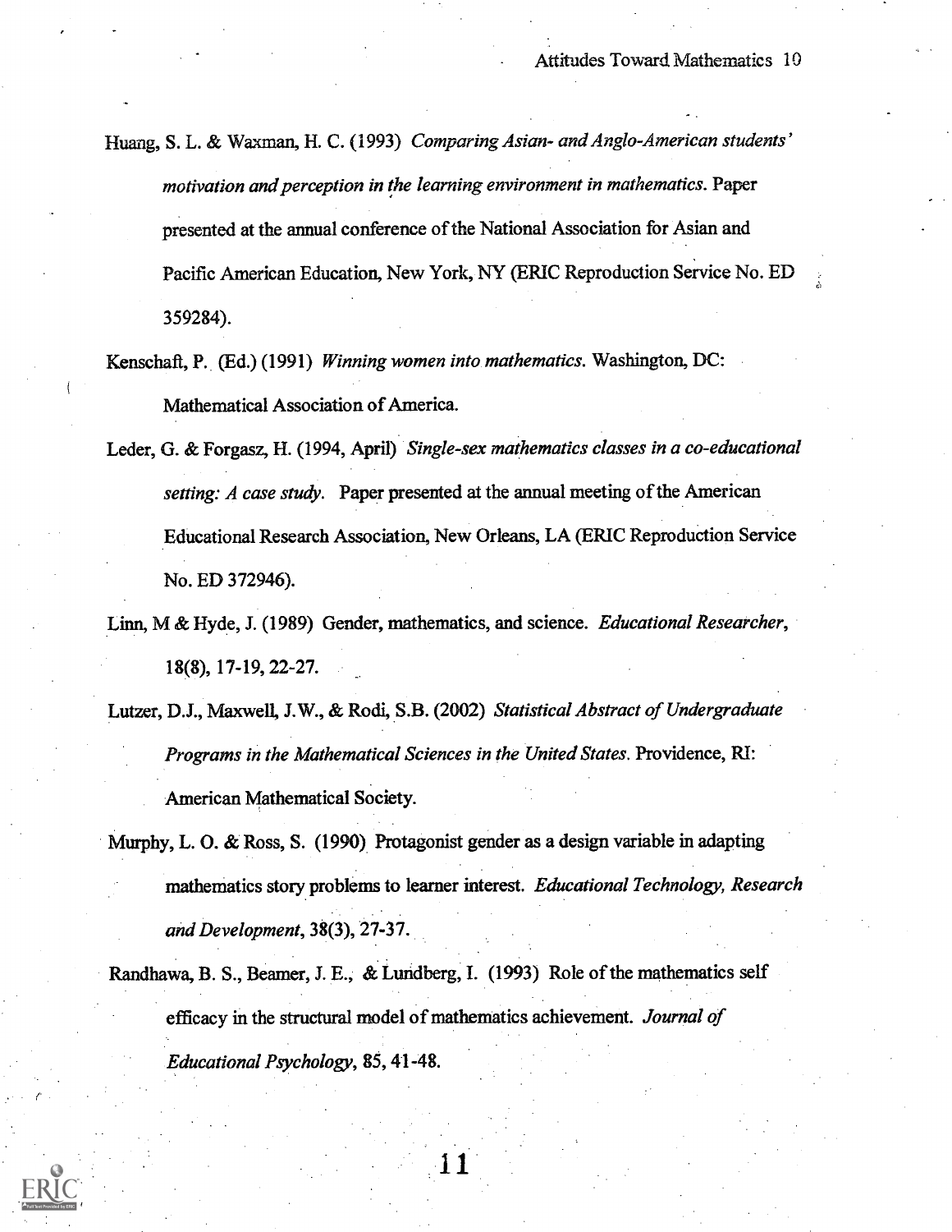Huang, S. L. & Waxman, H. C. (1993) *Comparing Asian- and Anglo-American students' motivation and perception in the learning environment in mathematics*. Paper presented at the annual conference of the National Association for Asian and Pacific American Education, New York, NY (ERIC Reproduction Service No. ED 359284).

Kenschaft, P. (Ed.) (1991) *Winning women into mathematics*. Washington, DC: Mathematical Association of America.

Leder, G. & Forgasz, H. (1994, April) *Single-sex mathematics classes in a co-educational setting: A case study*. Paper presented at the annual meeting of the American Educational Research Association, New Orleans, LA (ERIC Reproduction Service No. ED 372946).

Linn, M & Hyde, J. (1989) Gender, mathematics, and science. *Educational Researcher*, 18(8), 17-19, 22-27.

Lutzer, D.J., Maxwell, J.W., & Rodi, S.B. (2002) *Statistical Abstract of Undergraduate Programs in the Mathematical Sciences in the United States*. Providence, RI: American Mathematical Society.

Murphy, L. O. & Ross, S. (1990) Protagonist gender as a design variable in adapting mathematics story problems to learner interest. *Educational Technology, Research and Development*, 38(3), 27-37.

Randhawa, B. S., Beamer, J. E., & Lundberg, I. (1993) Role of the mathematics self efficacy in the structural model of mathematics achievement. *Journal of Educational Psychology*, 85, 41-48.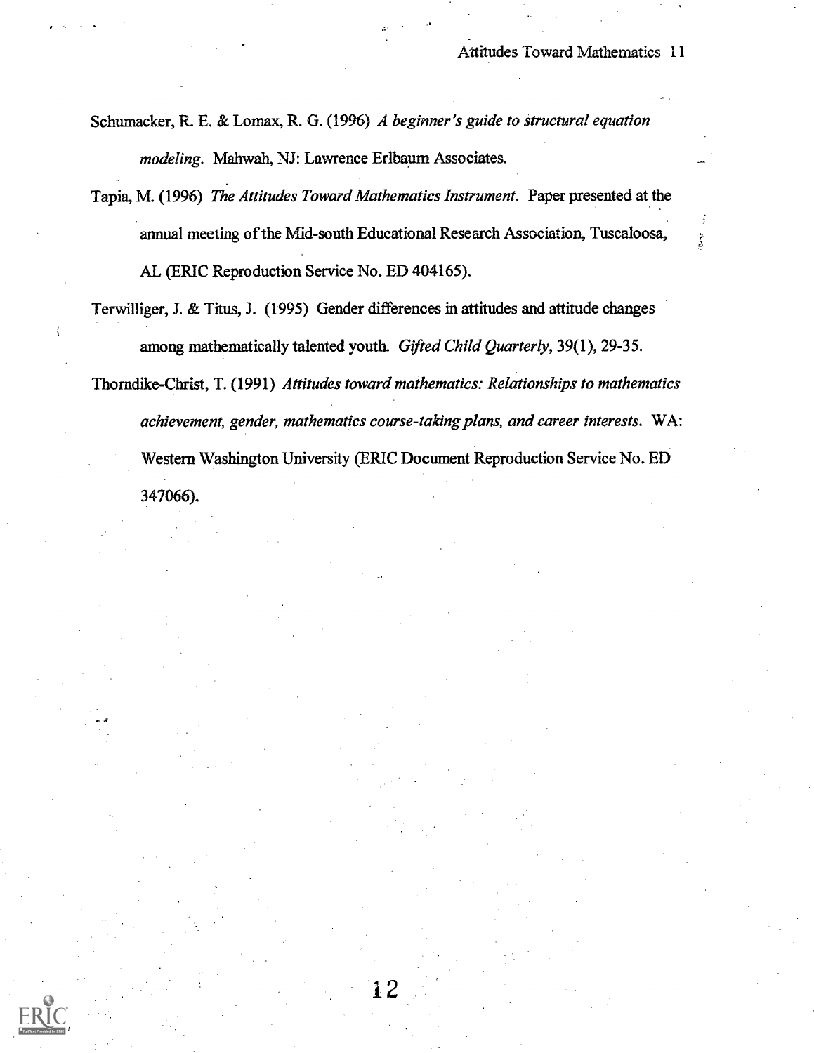Schumacker, R. E. & Lomax, R. G. (1996) *A beginner's guide to structural equation modeling*. Mahwah, NJ: Lawrence Erlbaum Associates.

Tapia, M. (1996) *The Attitudes Toward Mathematics Instrument*. Paper presented at the annual meeting of the Mid-south Educational Research Association, Tuscaloosa, AL (ERIC Reproduction Service No. ED 404165).

Terwilliger, J. & Titus, J. (1995) Gender differences in attitudes and attitude changes among mathematically talented youth. *Gifted Child Quarterly*, 39(1), 29-35.

Thorndike-Christ, T. (1991) *Attitudes toward mathematics: Relationships to mathematics achievement, gender, mathematics course-taking plans, and career interests*. WA: Western Washington University (ERIC Document Reproduction Service No. ED 347066).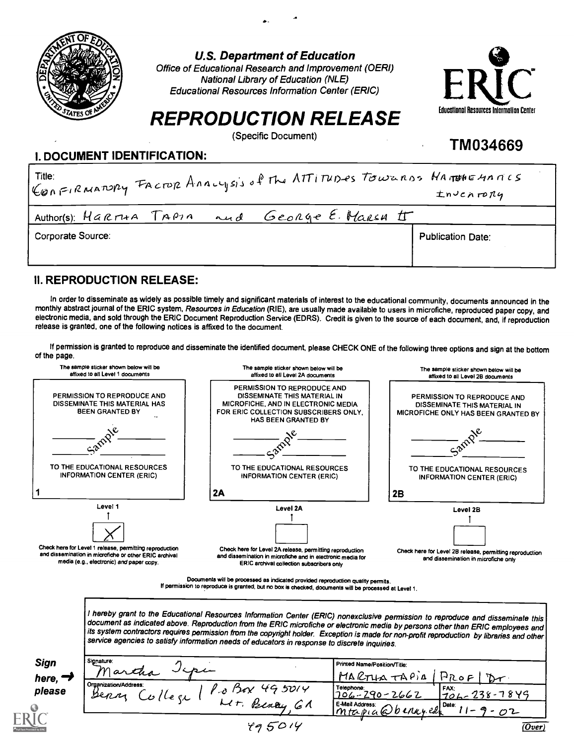U.S. Department of Education
Office of Educational Research and Improvement (OERI)
National Library of Education (NLE)
Educational Resources Information Center (ERIC)

ERIC
Educational Resources Information Center

# REPRODUCTION RELEASE

(Specific Document)

TM034669

## I. DOCUMENT IDENTIFICATION:

| Title: CONFIRMATORY FACTOR ANALYSIS of The ATTITUDES TOWARDS MATHEMATICS INVENTORY | |
|---|---|
| Author(s): MARTHA TAPIA and GEORGE E. MARSH II | |
| Corporate Source: | Publication Date: |

## II. REPRODUCTION RELEASE:

In order to disseminate as widely as possible timely and significant materials of interest to the educational community, documents announced in the monthly abstract journal of the ERIC system, *Resources in Education* (RIE), are usually made available to users in microfiche, reproduced paper copy, and electronic media, and sold through the ERIC Document Reproduction Service (EDRS). Credit is given to the source of each document, and, if reproduction release is granted, one of the following notices is affixed to the document.

If permission is granted to reproduce and disseminate the identified document, please CHECK ONE of the following three options and sign at the bottom of the page.

| The sample sticker shown below will be affixed to all Level 1 documents | The sample sticker shown below will be affixed to all Level 2A documents | The sample sticker shown below will be affixed to all Level 2B documents |
|---|---|---|
| PERMISSION TO REPRODUCE AND DISSEMINATE THIS MATERIAL HAS BEEN GRANTED BY<br>Sample<br>TO THE EDUCATIONAL RESOURCES INFORMATION CENTER (ERIC)<br>1 | PERMISSION TO REPRODUCE AND DISSEMINATE THIS MATERIAL IN MICROFICHE, AND IN ELECTRONIC MEDIA FOR ERIC COLLECTION SUBSCRIBERS ONLY, HAS BEEN GRANTED BY<br>Sample<br>TO THE EDUCATIONAL RESOURCES INFORMATION CENTER (ERIC)<br>2A | PERMISSION TO REPRODUCE AND DISSEMINATE THIS MATERIAL IN MICROFICHE ONLY HAS BEEN GRANTED BY<br>Sample<br>TO THE EDUCATIONAL RESOURCES INFORMATION CENTER (ERIC)<br>2B |
| Level 1<br>[X] | Level 2A<br>[ ] | Level 2B<br>[ ] |
| Check here for Level 1 release, permitting reproduction and dissemination in microfiche or other ERIC archival media (e.g., electronic) *and* paper copy. | Check here for Level 2A release, permitting reproduction and dissemination in microfiche and in electronic media for ERIC archival collection subscribers only | Check here for Level 2B release, permitting reproduction and dissemination in microfiche only |

Documents will be processed as indicated provided reproduction quality permits.
If permission to reproduce is granted, but no box is checked, documents will be processed at Level 1.

*I hereby grant to the Educational Resources Information Center (ERIC) nonexclusive permission to reproduce and disseminate this document as indicated above. Reproduction from the ERIC microfiche or electronic media by persons other than ERIC employees and its system contractors requires permission from the copyright holder. Exception is made for non-profit reproduction by libraries and other service agencies to satisfy information needs of educators in response to discrete inquiries.*

**Sign here, → please**

| Signature: Martha Tapia | Printed Name/Position/Title: MARTHA TAPIA / PROF / Dr. | |
|---|---|---|
| Organization/Address: Berry College / P.O. Box 495014 Mt. Berry, GA | Telephone: 706-290-2662 | FAX: 706-238-7849 |
| | E-Mail Address: mtapia@berry.edu | Date: 11-9-02 |

495014

(Over)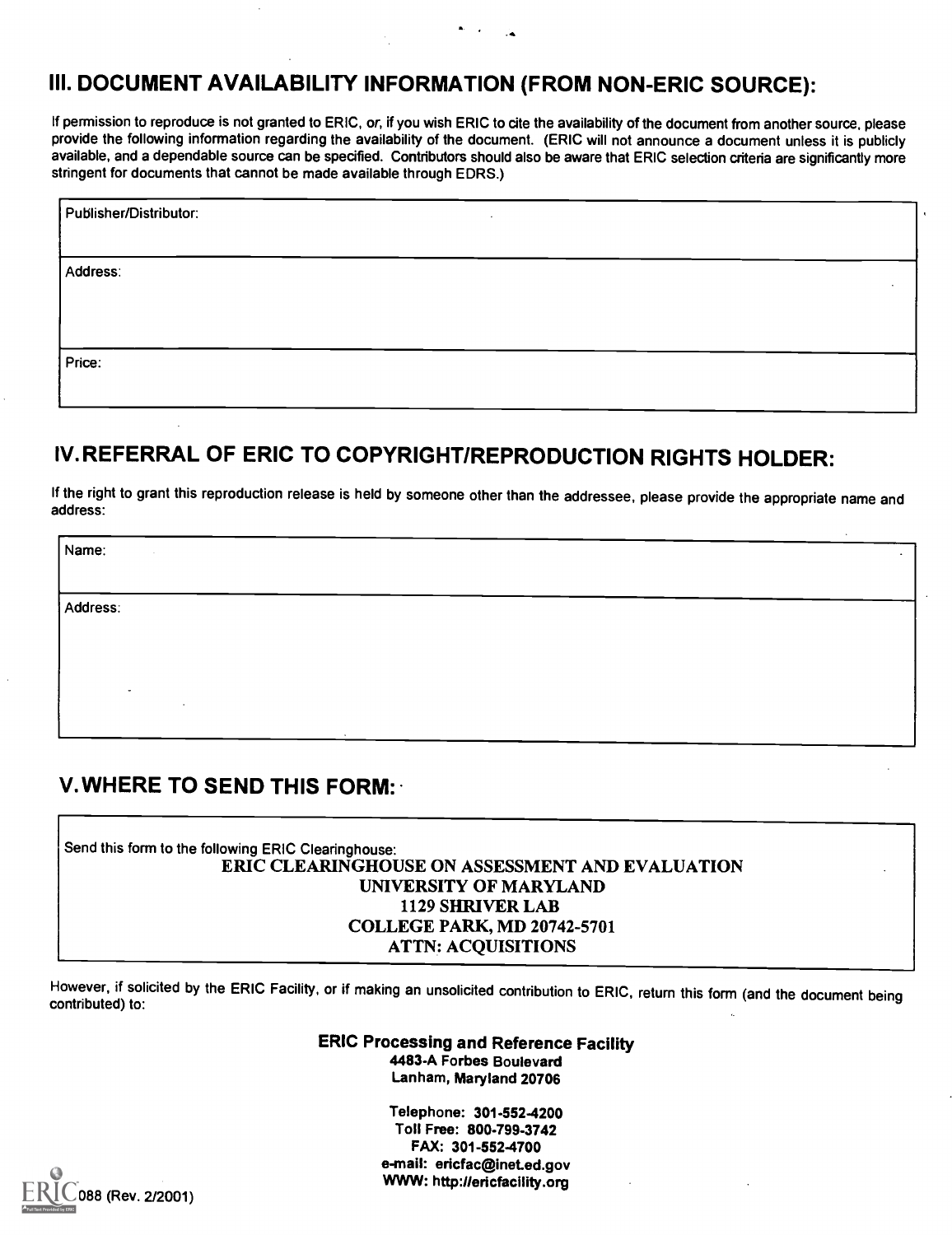## III. DOCUMENT AVAILABILITY INFORMATION (FROM NON-ERIC SOURCE):

If permission to reproduce is not granted to ERIC, or, if you wish ERIC to cite the availability of the document from another source, please provide the following information regarding the availability of the document. (ERIC will not announce a document unless it is publicly available, and a dependable source can be specified. Contributors should also be aware that ERIC selection criteria are significantly more stringent for documents that cannot be made available through EDRS.)

| |
|---|
| Publisher/Distributor: |
| Address: |
| Price: |

## IV. REFERRAL OF ERIC TO COPYRIGHT/REPRODUCTION RIGHTS HOLDER:

If the right to grant this reproduction release is held by someone other than the addressee, please provide the appropriate name and address:

| |
|---|
| Name: |
| Address: |

## V. WHERE TO SEND THIS FORM:

Send this form to the following ERIC Clearinghouse:

**ERIC CLEARINGHOUSE ON ASSESSMENT AND EVALUATION**
**UNIVERSITY OF MARYLAND**
**1129 SHRIVER LAB**
**COLLEGE PARK, MD 20742-5701**
**ATTN: ACQUISITIONS**

However, if solicited by the ERIC Facility, or if making an unsolicited contribution to ERIC, return this form (and the document being contributed) to:

**ERIC Processing and Reference Facility**
**4483-A Forbes Boulevard**
**Lanham, Maryland 20706**

**Telephone: 301-552-4200**
**Toll Free: 800-799-3742**
**FAX: 301-552-4700**
**e-mail: ericfac@inet.ed.gov**
**WWW: http://ericfacility.org**

ERIC 088 (Rev. 2/2001)